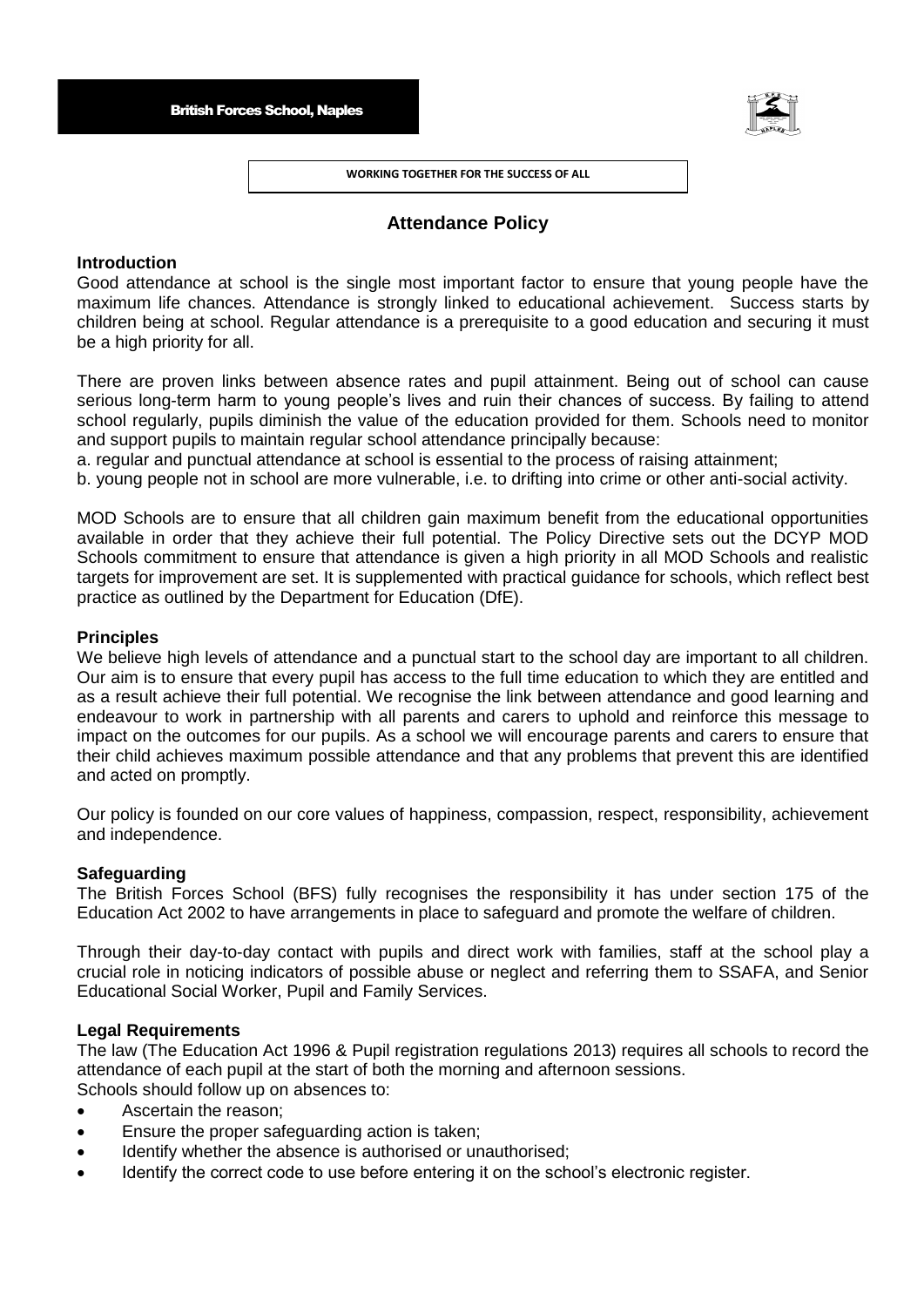British Forces School, Naples

WORKING TOGETHER FOR THE SUCCESS OF ALL

# Attendance Policy

## Introduction

Good attendance at school is the single most important factor to ensure that young people have the maximum life chances. Attendance is strongly linked to educational achievement. Success starts by children being at school. Regular attendance is a prerequisite to a good education and securing it must be a high priority for all.

There are proven links between absence rates and pupil attainment. Being out of school can cause serious long-term harm to young people's lives and ruin their chances of success. By failing to attend school regularly, pupils diminish the value of the education provided for them. Schools need to monitor and support pupils to maintain regular school attendance principally because:

a. regular and punctual attendance at school is essential to the process of raising attainment;
b. young people not in school are more vulnerable, i.e. to drifting into crime or other anti-social activity.

MOD Schools are to ensure that all children gain maximum benefit from the educational opportunities available in order that they achieve their full potential. The Policy Directive sets out the DCYP MOD Schools commitment to ensure that attendance is given a high priority in all MOD Schools and realistic targets for improvement are set. It is supplemented with practical guidance for schools, which reflect best practice as outlined by the Department for Education (DfE).

## Principles

We believe high levels of attendance and a punctual start to the school day are important to all children. Our aim is to ensure that every pupil has access to the full time education to which they are entitled and as a result achieve their full potential. We recognise the link between attendance and good learning and endeavour to work in partnership with all parents and carers to uphold and reinforce this message to impact on the outcomes for our pupils. As a school we will encourage parents and carers to ensure that their child achieves maximum possible attendance and that any problems that prevent this are identified and acted on promptly.

Our policy is founded on our core values of happiness, compassion, respect, responsibility, achievement and independence.

## Safeguarding

The British Forces School (BFS) fully recognises the responsibility it has under section 175 of the Education Act 2002 to have arrangements in place to safeguard and promote the welfare of children.

Through their day-to-day contact with pupils and direct work with families, staff at the school play a crucial role in noticing indicators of possible abuse or neglect and referring them to SSAFA, and Senior Educational Social Worker, Pupil and Family Services.

## Legal Requirements

The law (The Education Act 1996 & Pupil registration regulations 2013) requires all schools to record the attendance of each pupil at the start of both the morning and afternoon sessions.
Schools should follow up on absences to:

- Ascertain the reason;
- Ensure the proper safeguarding action is taken;
- Identify whether the absence is authorised or unauthorised;
- Identify the correct code to use before entering it on the school's electronic register.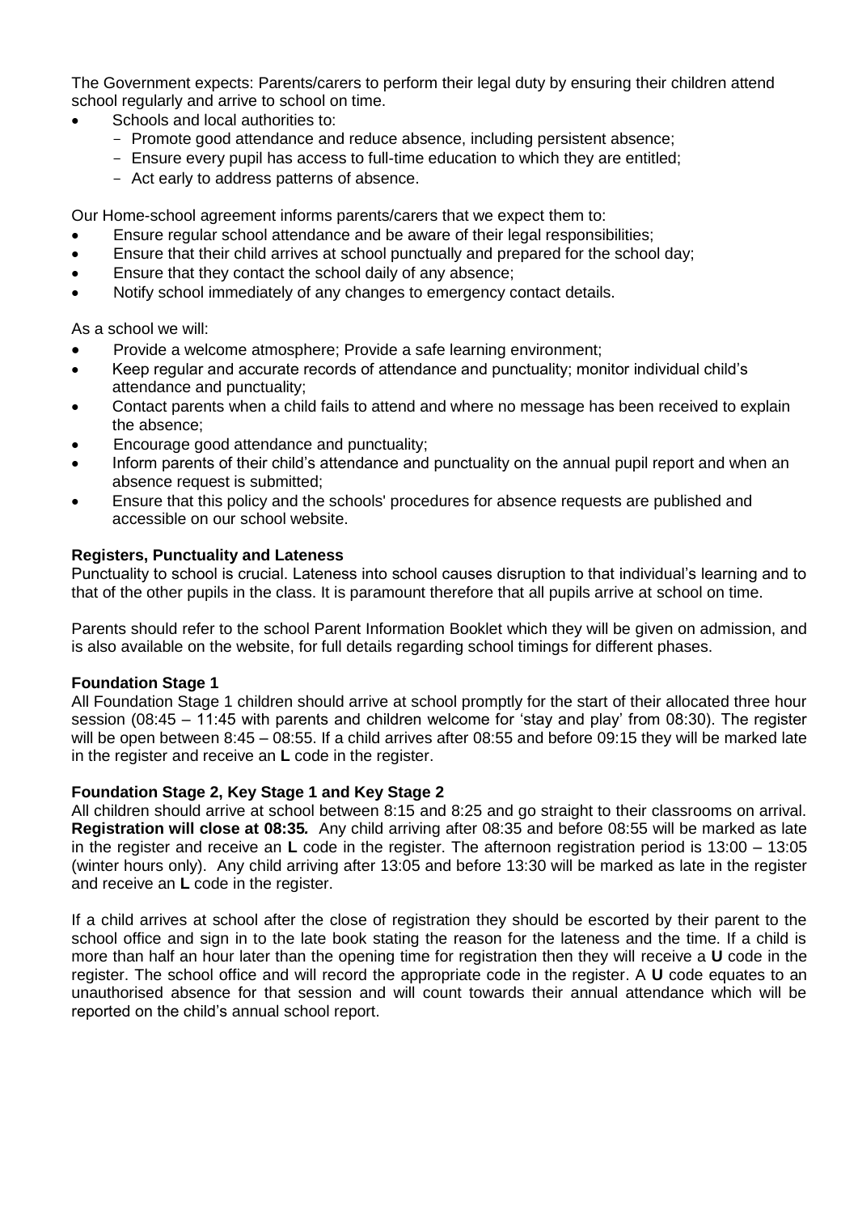The Government expects: Parents/carers to perform their legal duty by ensuring their children attend school regularly and arrive to school on time.

- Schools and local authorities to:
  - Promote good attendance and reduce absence, including persistent absence;
  - Ensure every pupil has access to full-time education to which they are entitled;
  - Act early to address patterns of absence.

Our Home-school agreement informs parents/carers that we expect them to:

- Ensure regular school attendance and be aware of their legal responsibilities;
- Ensure that their child arrives at school punctually and prepared for the school day;
- Ensure that they contact the school daily of any absence;
- Notify school immediately of any changes to emergency contact details.

As a school we will:

- Provide a welcome atmosphere; Provide a safe learning environment;
- Keep regular and accurate records of attendance and punctuality; monitor individual child's attendance and punctuality;
- Contact parents when a child fails to attend and where no message has been received to explain the absence;
- Encourage good attendance and punctuality;
- Inform parents of their child's attendance and punctuality on the annual pupil report and when an absence request is submitted;
- Ensure that this policy and the schools' procedures for absence requests are published and accessible on our school website.

**Registers, Punctuality and Lateness**

Punctuality to school is crucial. Lateness into school causes disruption to that individual's learning and to that of the other pupils in the class. It is paramount therefore that all pupils arrive at school on time.

Parents should refer to the school Parent Information Booklet which they will be given on admission, and is also available on the website, for full details regarding school timings for different phases.

**Foundation Stage 1**

All Foundation Stage 1 children should arrive at school promptly for the start of their allocated three hour session (08:45 – 11:45 with parents and children welcome for 'stay and play' from 08:30). The register will be open between 8:45 – 08:55. If a child arrives after 08:55 and before 09:15 they will be marked late in the register and receive an **L** code in the register.

**Foundation Stage 2, Key Stage 1 and Key Stage 2**

All children should arrive at school between 8:15 and 8:25 and go straight to their classrooms on arrival. **Registration will close at 08:35***.* Any child arriving after 08:35 and before 08:55 will be marked as late in the register and receive an **L** code in the register. The afternoon registration period is 13:00 – 13:05 (winter hours only). Any child arriving after 13:05 and before 13:30 will be marked as late in the register and receive an **L** code in the register.

If a child arrives at school after the close of registration they should be escorted by their parent to the school office and sign in to the late book stating the reason for the lateness and the time. If a child is more than half an hour later than the opening time for registration then they will receive a **U** code in the register. The school office and will record the appropriate code in the register. A **U** code equates to an unauthorised absence for that session and will count towards their annual attendance which will be reported on the child's annual school report.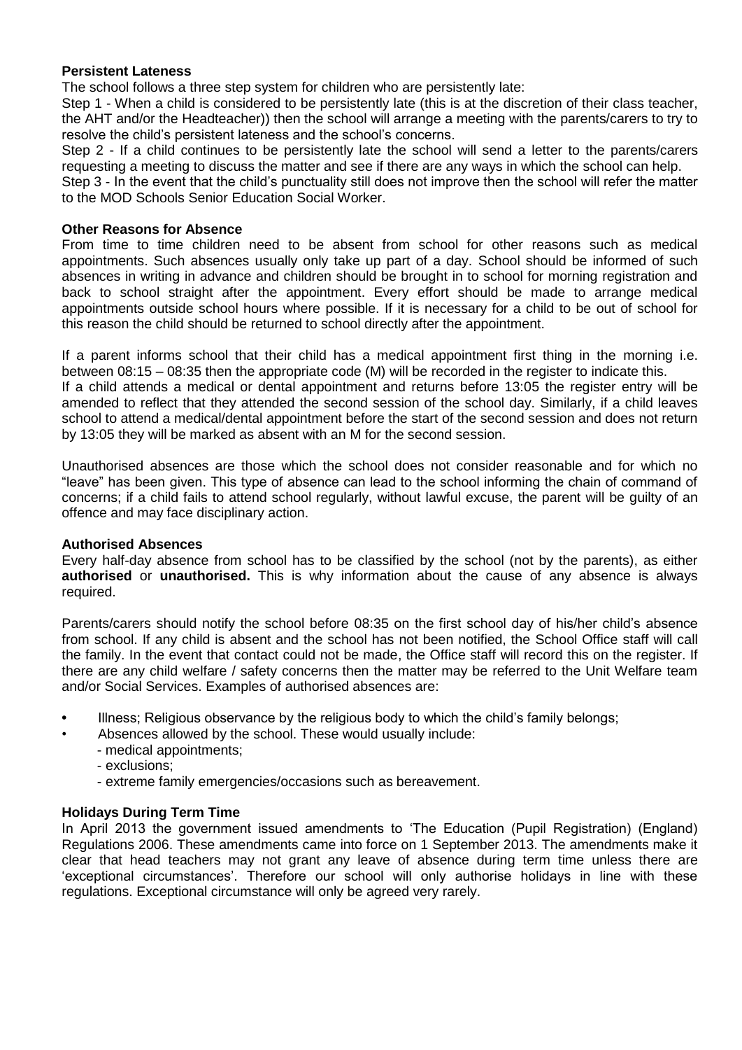**Persistent Lateness**

The school follows a three step system for children who are persistently late:

Step 1 - When a child is considered to be persistently late (this is at the discretion of their class teacher, the AHT and/or the Headteacher)) then the school will arrange a meeting with the parents/carers to try to resolve the child's persistent lateness and the school's concerns.

Step 2 - If a child continues to be persistently late the school will send a letter to the parents/carers requesting a meeting to discuss the matter and see if there are any ways in which the school can help.

Step 3 - In the event that the child's punctuality still does not improve then the school will refer the matter to the MOD Schools Senior Education Social Worker.

**Other Reasons for Absence**

From time to time children need to be absent from school for other reasons such as medical appointments. Such absences usually only take up part of a day. School should be informed of such absences in writing in advance and children should be brought in to school for morning registration and back to school straight after the appointment. Every effort should be made to arrange medical appointments outside school hours where possible. If it is necessary for a child to be out of school for this reason the child should be returned to school directly after the appointment.

If a parent informs school that their child has a medical appointment first thing in the morning i.e. between 08:15 – 08:35 then the appropriate code (M) will be recorded in the register to indicate this.
If a child attends a medical or dental appointment and returns before 13:05 the register entry will be amended to reflect that they attended the second session of the school day. Similarly, if a child leaves school to attend a medical/dental appointment before the start of the second session and does not return by 13:05 they will be marked as absent with an M for the second session.

Unauthorised absences are those which the school does not consider reasonable and for which no "leave" has been given. This type of absence can lead to the school informing the chain of command of concerns; if a child fails to attend school regularly, without lawful excuse, the parent will be guilty of an offence and may face disciplinary action.

**Authorised Absences**

Every half-day absence from school has to be classified by the school (not by the parents), as either **authorised** or **unauthorised.** This is why information about the cause of any absence is always required.

Parents/carers should notify the school before 08:35 on the first school day of his/her child's absence from school. If any child is absent and the school has not been notified, the School Office staff will call the family. In the event that contact could not be made, the Office staff will record this on the register. If there are any child welfare / safety concerns then the matter may be referred to the Unit Welfare team and/or Social Services. Examples of authorised absences are:

- Illness; Religious observance by the religious body to which the child's family belongs;
- Absences allowed by the school. These would usually include:
  - medical appointments;
  - exclusions;
  - extreme family emergencies/occasions such as bereavement.

**Holidays During Term Time**

In April 2013 the government issued amendments to 'The Education (Pupil Registration) (England) Regulations 2006. These amendments came into force on 1 September 2013. The amendments make it clear that head teachers may not grant any leave of absence during term time unless there are 'exceptional circumstances'. Therefore our school will only authorise holidays in line with these regulations. Exceptional circumstance will only be agreed very rarely.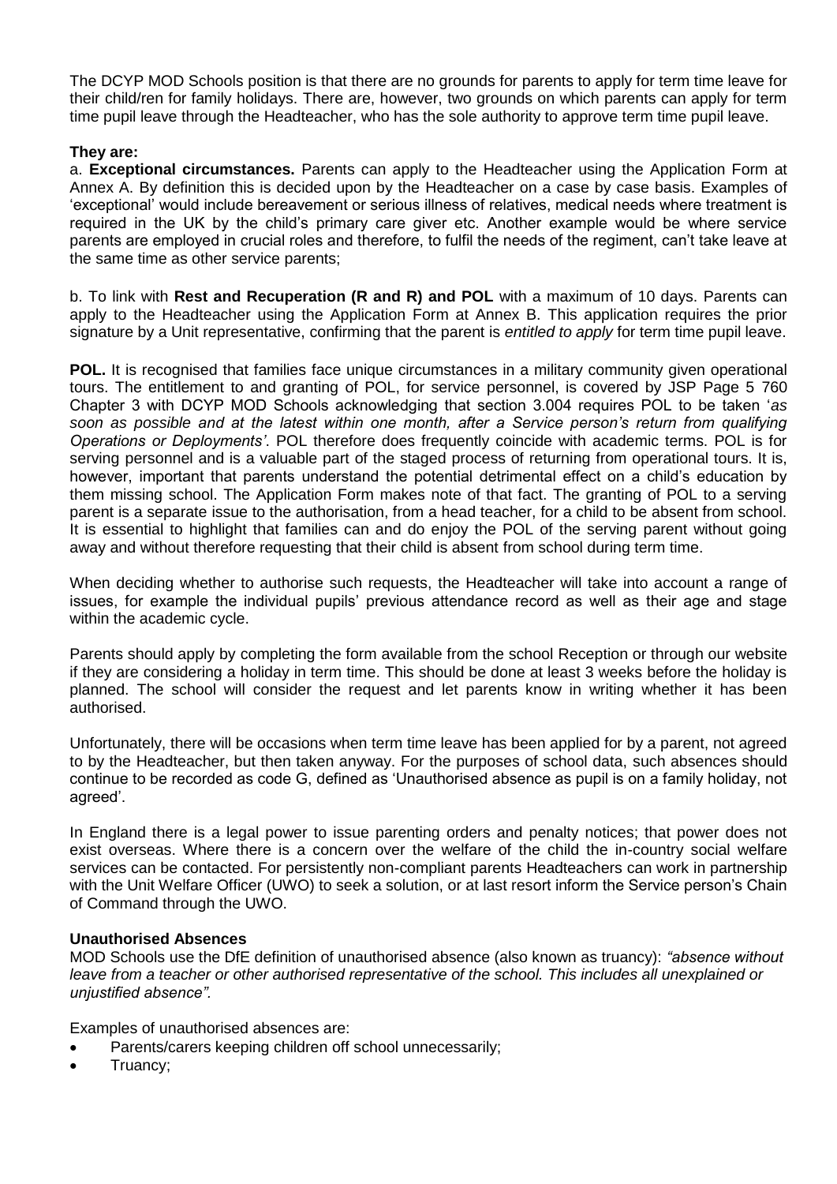The DCYP MOD Schools position is that there are no grounds for parents to apply for term time leave for their child/ren for family holidays. There are, however, two grounds on which parents can apply for term time pupil leave through the Headteacher, who has the sole authority to approve term time pupil leave.

**They are:**

a. **Exceptional circumstances.** Parents can apply to the Headteacher using the Application Form at Annex A. By definition this is decided upon by the Headteacher on a case by case basis. Examples of 'exceptional' would include bereavement or serious illness of relatives, medical needs where treatment is required in the UK by the child's primary care giver etc. Another example would be where service parents are employed in crucial roles and therefore, to fulfil the needs of the regiment, can't take leave at the same time as other service parents;

b. To link with **Rest and Recuperation (R and R) and POL** with a maximum of 10 days. Parents can apply to the Headteacher using the Application Form at Annex B. This application requires the prior signature by a Unit representative, confirming that the parent is *entitled to apply* for term time pupil leave.

**POL.** It is recognised that families face unique circumstances in a military community given operational tours. The entitlement to and granting of POL, for service personnel, is covered by JSP Page 5 760 Chapter 3 with DCYP MOD Schools acknowledging that section 3.004 requires POL to be taken '*as soon as possible and at the latest within one month, after a Service person's return from qualifying Operations or Deployments'*. POL therefore does frequently coincide with academic terms. POL is for serving personnel and is a valuable part of the staged process of returning from operational tours. It is, however, important that parents understand the potential detrimental effect on a child's education by them missing school. The Application Form makes note of that fact. The granting of POL to a serving parent is a separate issue to the authorisation, from a head teacher, for a child to be absent from school. It is essential to highlight that families can and do enjoy the POL of the serving parent without going away and without therefore requesting that their child is absent from school during term time.

When deciding whether to authorise such requests, the Headteacher will take into account a range of issues, for example the individual pupils' previous attendance record as well as their age and stage within the academic cycle.

Parents should apply by completing the form available from the school Reception or through our website if they are considering a holiday in term time. This should be done at least 3 weeks before the holiday is planned. The school will consider the request and let parents know in writing whether it has been authorised.

Unfortunately, there will be occasions when term time leave has been applied for by a parent, not agreed to by the Headteacher, but then taken anyway. For the purposes of school data, such absences should continue to be recorded as code G, defined as 'Unauthorised absence as pupil is on a family holiday, not agreed'.

In England there is a legal power to issue parenting orders and penalty notices; that power does not exist overseas. Where there is a concern over the welfare of the child the in-country social welfare services can be contacted. For persistently non-compliant parents Headteachers can work in partnership with the Unit Welfare Officer (UWO) to seek a solution, or at last resort inform the Service person's Chain of Command through the UWO.

**Unauthorised Absences**

MOD Schools use the DfE definition of unauthorised absence (also known as truancy): *"absence without leave from a teacher or other authorised representative of the school. This includes all unexplained or unjustified absence".*

Examples of unauthorised absences are:

- Parents/carers keeping children off school unnecessarily;
- Truancy;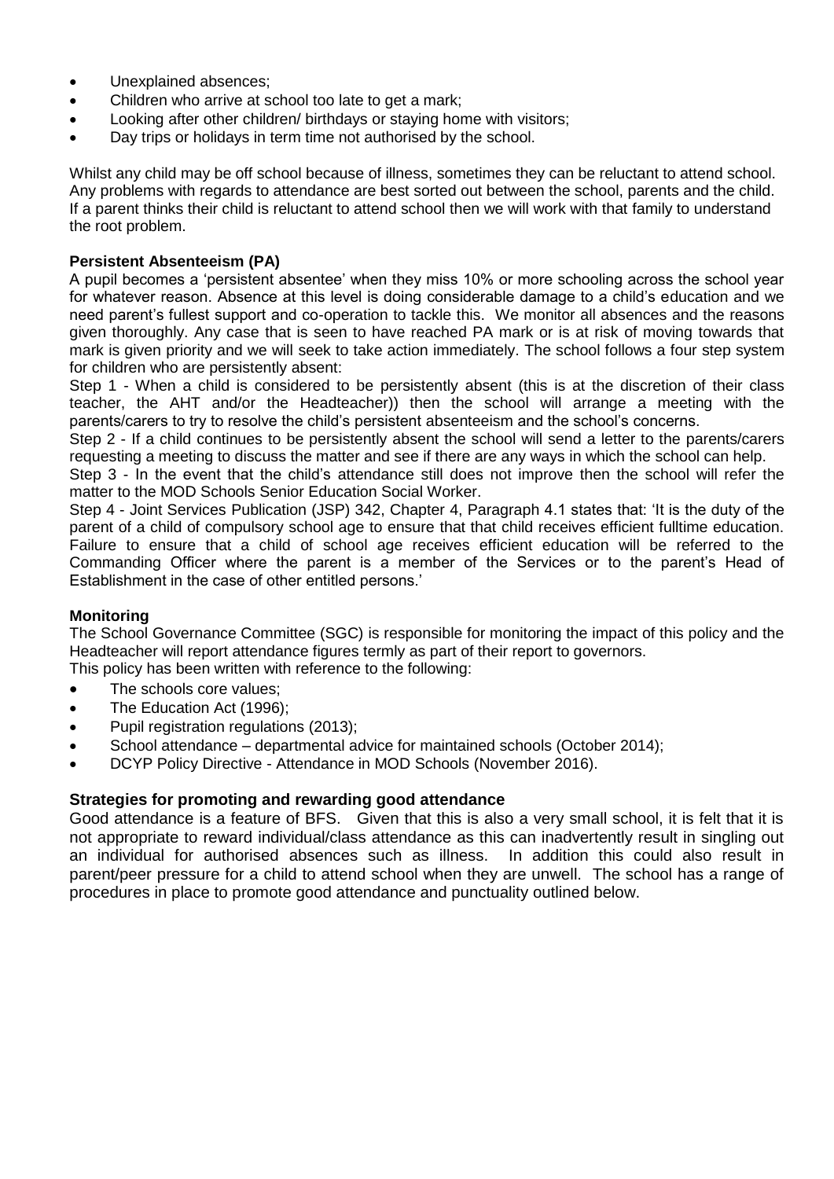- Unexplained absences;
- Children who arrive at school too late to get a mark;
- Looking after other children/ birthdays or staying home with visitors;
- Day trips or holidays in term time not authorised by the school.

Whilst any child may be off school because of illness, sometimes they can be reluctant to attend school. Any problems with regards to attendance are best sorted out between the school, parents and the child. If a parent thinks their child is reluctant to attend school then we will work with that family to understand the root problem.

**Persistent Absenteeism (PA)**

A pupil becomes a 'persistent absentee' when they miss 10% or more schooling across the school year for whatever reason. Absence at this level is doing considerable damage to a child's education and we need parent's fullest support and co-operation to tackle this. We monitor all absences and the reasons given thoroughly. Any case that is seen to have reached PA mark or is at risk of moving towards that mark is given priority and we will seek to take action immediately. The school follows a four step system for children who are persistently absent:

Step 1 - When a child is considered to be persistently absent (this is at the discretion of their class teacher, the AHT and/or the Headteacher)) then the school will arrange a meeting with the parents/carers to try to resolve the child's persistent absenteeism and the school's concerns.

Step 2 - If a child continues to be persistently absent the school will send a letter to the parents/carers requesting a meeting to discuss the matter and see if there are any ways in which the school can help.

Step 3 - In the event that the child's attendance still does not improve then the school will refer the matter to the MOD Schools Senior Education Social Worker.

Step 4 - Joint Services Publication (JSP) 342, Chapter 4, Paragraph 4.1 states that: 'It is the duty of the parent of a child of compulsory school age to ensure that that child receives efficient fulltime education. Failure to ensure that a child of school age receives efficient education will be referred to the Commanding Officer where the parent is a member of the Services or to the parent's Head of Establishment in the case of other entitled persons.'

**Monitoring**

The School Governance Committee (SGC) is responsible for monitoring the impact of this policy and the Headteacher will report attendance figures termly as part of their report to governors.

This policy has been written with reference to the following:

- The schools core values;
- The Education Act (1996);
- Pupil registration regulations (2013);
- School attendance – departmental advice for maintained schools (October 2014);
- DCYP Policy Directive - Attendance in MOD Schools (November 2016).

**Strategies for promoting and rewarding good attendance**

Good attendance is a feature of BFS. Given that this is also a very small school, it is felt that it is not appropriate to reward individual/class attendance as this can inadvertently result in singling out an individual for authorised absences such as illness. In addition this could also result in parent/peer pressure for a child to attend school when they are unwell. The school has a range of procedures in place to promote good attendance and punctuality outlined below.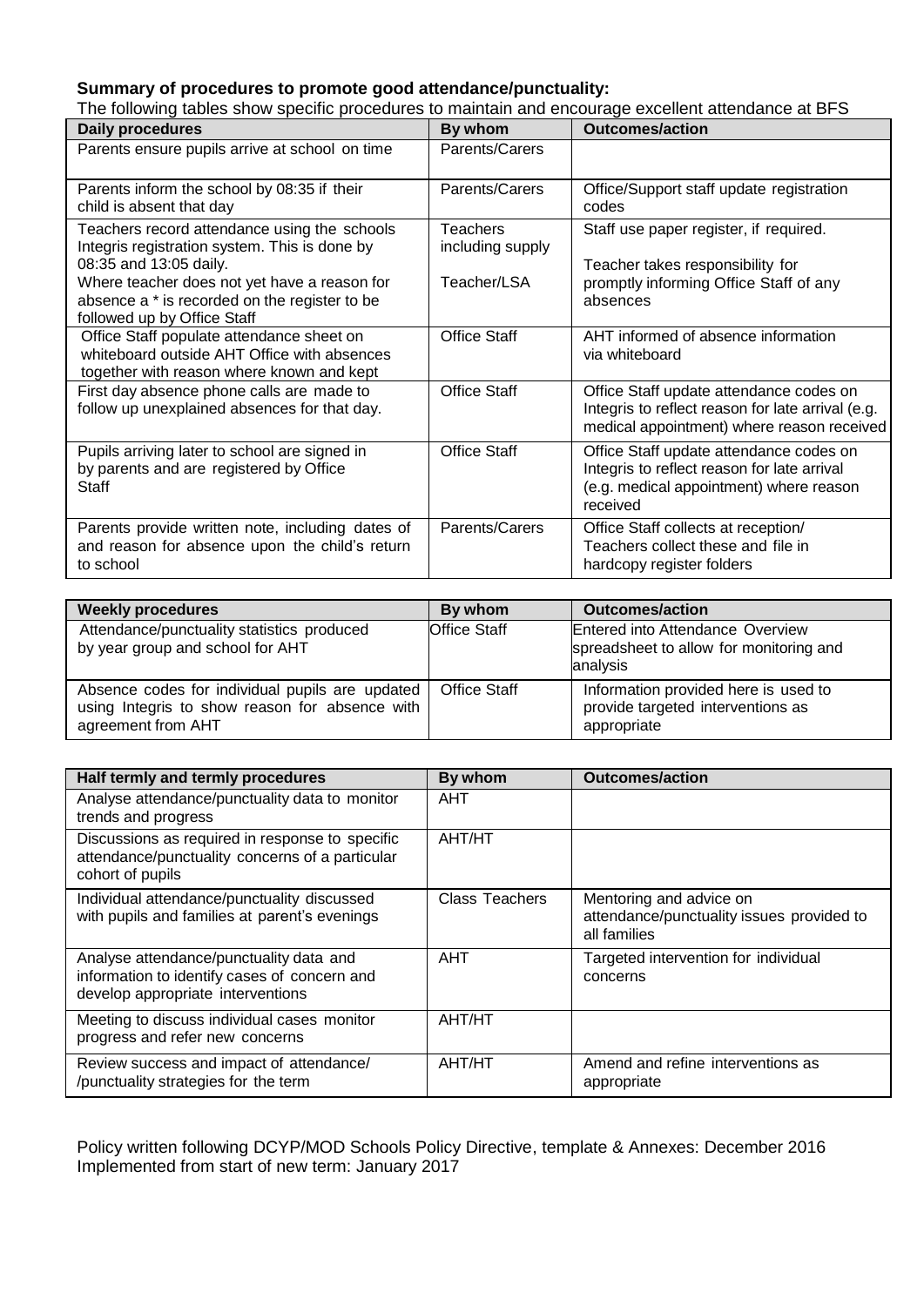**Summary of procedures to promote good attendance/punctuality:**

The following tables show specific procedures to maintain and encourage excellent attendance at BFS

| Daily procedures | By whom | Outcomes/action |
|---|---|---|
| Parents ensure pupils arrive at school on time | Parents/Carers | |
| Parents inform the school by 08:35 if their child is absent that day | Parents/Carers | Office/Support staff update registration codes |
| Teachers record attendance using the schools Integris registration system. This is done by 08:35 and 13:05 daily.<br>Where teacher does not yet have a reason for absence a * is recorded on the register to be followed up by Office Staff | Teachers including supply<br>Teacher/LSA | Staff use paper register, if required.<br>Teacher takes responsibility for promptly informing Office Staff of any absences |
| Office Staff populate attendance sheet on whiteboard outside AHT Office with absences together with reason where known and kept | Office Staff | AHT informed of absence information via whiteboard |
| First day absence phone calls are made to follow up unexplained absences for that day. | Office Staff | Office Staff update attendance codes on Integris to reflect reason for late arrival (e.g. medical appointment) where reason received |
| Pupils arriving later to school are signed in by parents and are registered by Office Staff | Office Staff | Office Staff update attendance codes on Integris to reflect reason for late arrival (e.g. medical appointment) where reason received |
| Parents provide written note, including dates of and reason for absence upon the child's return to school | Parents/Carers | Office Staff collects at reception/ Teachers collect these and file in hardcopy register folders |

| Weekly procedures | By whom | Outcomes/action |
|---|---|---|
| Attendance/punctuality statistics produced by year group and school for AHT | Office Staff | Entered into Attendance Overview spreadsheet to allow for monitoring and analysis |
| Absence codes for individual pupils are updated using Integris to show reason for absence with agreement from AHT | Office Staff | Information provided here is used to provide targeted interventions as appropriate |

| Half termly and termly procedures | By whom | Outcomes/action |
|---|---|---|
| Analyse attendance/punctuality data to monitor trends and progress | AHT | |
| Discussions as required in response to specific attendance/punctuality concerns of a particular cohort of pupils | AHT/HT | |
| Individual attendance/punctuality discussed with pupils and families at parent's evenings | Class Teachers | Mentoring and advice on attendance/punctuality issues provided to all families |
| Analyse attendance/punctuality data and information to identify cases of concern and develop appropriate interventions | AHT | Targeted intervention for individual concerns |
| Meeting to discuss individual cases monitor progress and refer new concerns | AHT/HT | |
| Review success and impact of attendance/ /punctuality strategies for the term | AHT/HT | Amend and refine interventions as appropriate |

Policy written following DCYP/MOD Schools Policy Directive, template & Annexes: December 2016
Implemented from start of new term: January 2017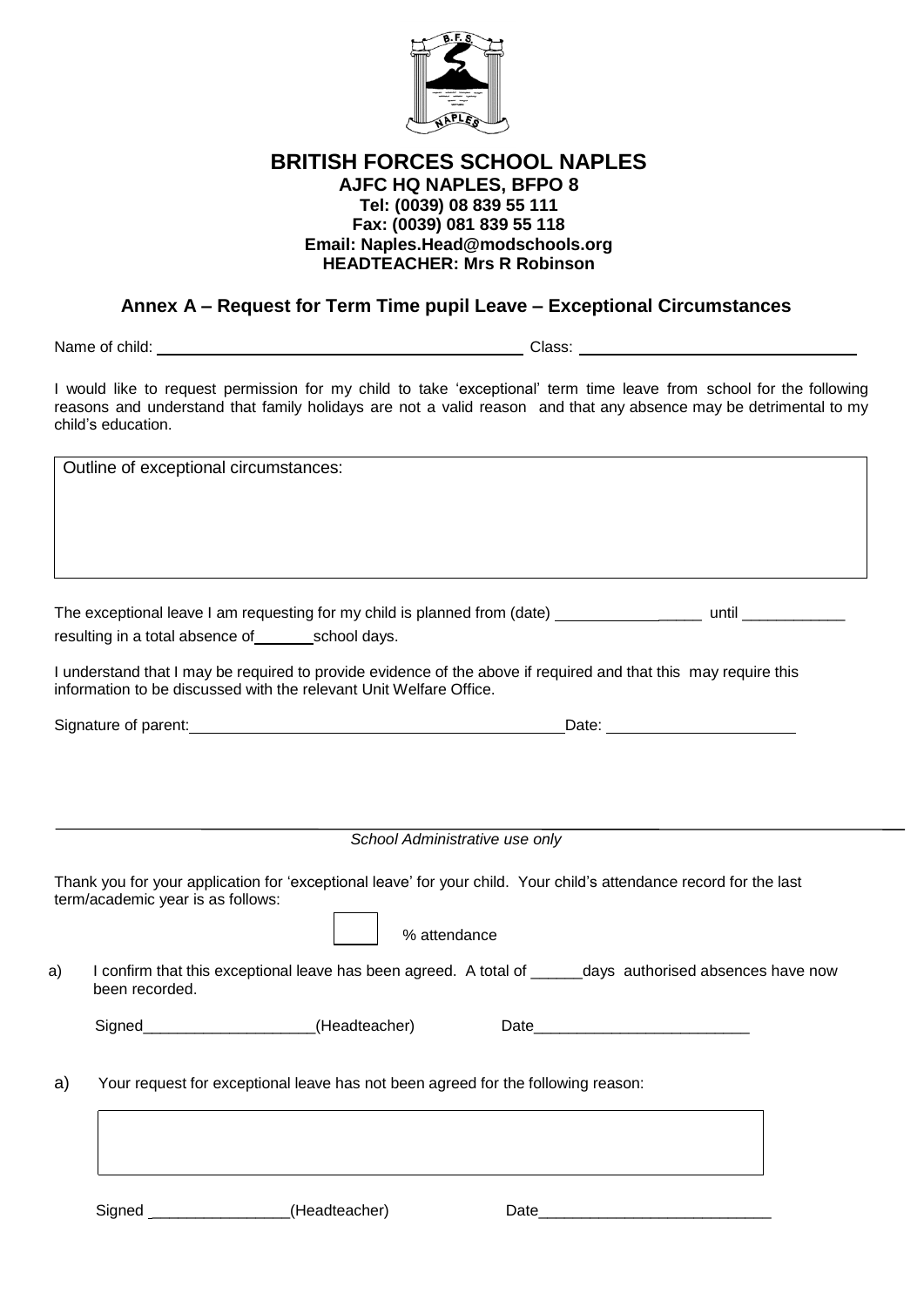# BRITISH FORCES SCHOOL NAPLES

**AJFC HQ NAPLES, BFPO 8**
**Tel: (0039) 08 839 55 111**
**Fax: (0039) 081 839 55 118**
**Email: Naples.Head@modschools.org**
**HEADTEACHER: Mrs R Robinson**

## Annex A – Request for Term Time pupil Leave – Exceptional Circumstances

Name of child: ________________________________ Class: ______________________

I would like to request permission for my child to take 'exceptional' term time leave from school for the following reasons and understand that family holidays are not a valid reason and that any absence may be detrimental to my child's education.

| Outline of exceptional circumstances: |
|---|
| |

The exceptional leave I am requesting for my child is planned from (date) _________________ until ____________
resulting in a total absence of _______ school days.

I understand that I may be required to provide evidence of the above if required and that this may require this information to be discussed with the relevant Unit Welfare Office.

Signature of parent: ________________________________ Date: ____________________

---

*School Administrative use only*

Thank you for your application for 'exceptional leave' for your child. Your child's attendance record for the last term/academic year is as follows:

[ ] % attendance

a) I confirm that this exceptional leave has been agreed. A total of ______days authorised absences have now been recorded.

Signed____________________(Headteacher) Date_________________________

a) Your request for exceptional leave has not been agreed for the following reason:

| |
|---|
| |

Signed ________________(Headteacher) Date___________________________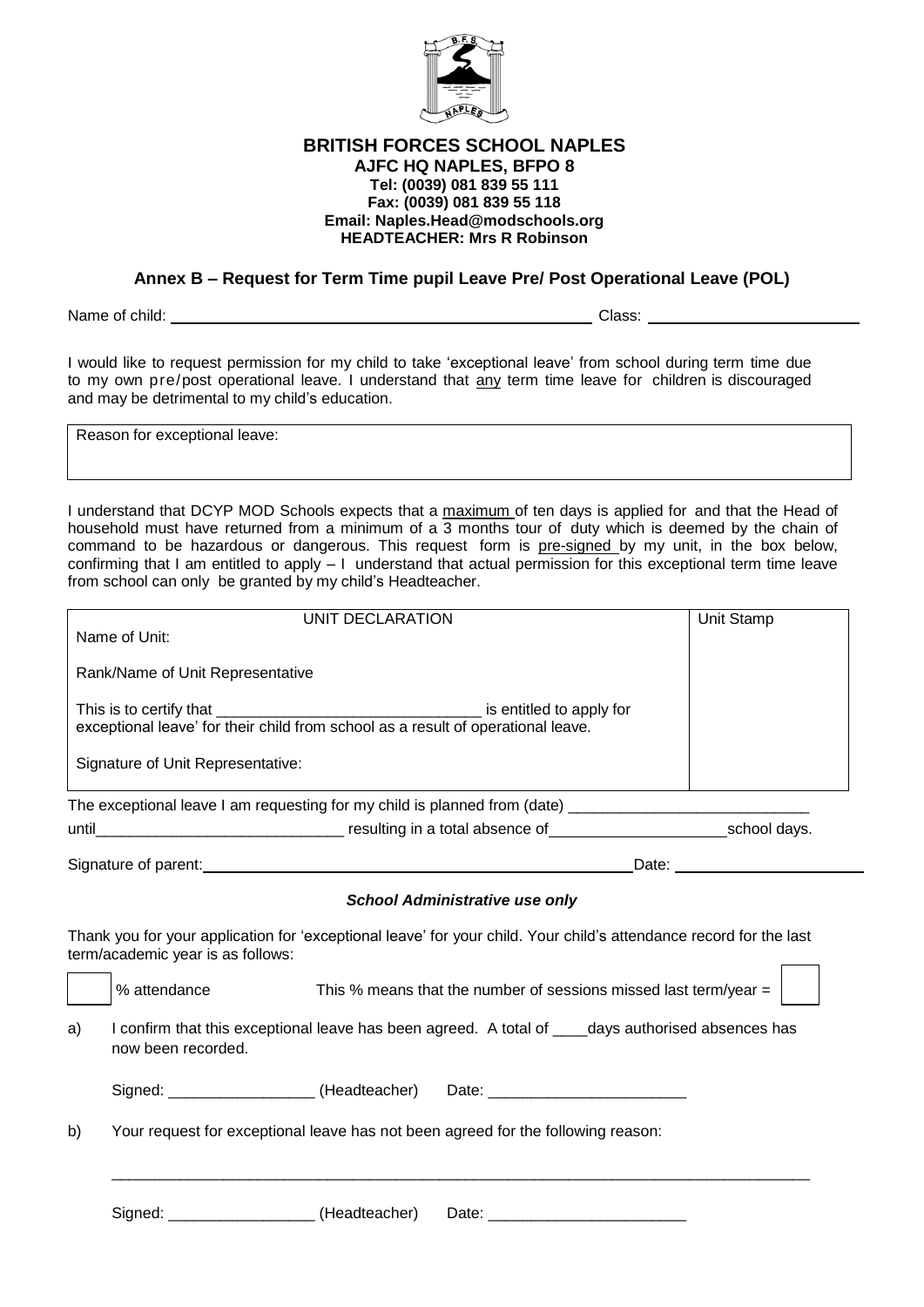**BRITISH FORCES SCHOOL NAPLES**
**AJFC HQ NAPLES, BFPO 8**
**Tel: (0039) 081 839 55 111**
**Fax: (0039) 081 839 55 118**
**Email: Naples.Head@modschools.org**
**HEADTEACHER: Mrs R Robinson**

## Annex B – Request for Term Time pupil Leave Pre/ Post Operational Leave (POL)

Name of child: ______________________________ Class: ______________________

I would like to request permission for my child to take 'exceptional leave' from school during term time due to my own pre/post operational leave. I understand that <u>any</u> term time leave for children is discouraged and may be detrimental to my child's education.

| Reason for exceptional leave: |
|---|
| |

I understand that DCYP MOD Schools expects that a <u>maximum</u> of ten days is applied for and that the Head of household must have returned from a minimum of a 3 months tour of duty which is deemed by the chain of command to be hazardous or dangerous. This request form is <u>pre-signed</u> by my unit, in the box below, confirming that I am entitled to apply – I understand that actual permission for this exceptional term time leave from school can only be granted by my child's Headteacher.

| UNIT DECLARATION | Unit Stamp |
|---|---|
| Name of Unit:<br><br>Rank/Name of Unit Representative<br><br>This is to certify that ______________________________ is entitled to apply for exceptional leave' for their child from school as a result of operational leave.<br><br>Signature of Unit Representative: | |

The exceptional leave I am requesting for my child is planned from (date) ___________________________

until_____________________________ resulting in a total absence of ____________________ school days.

Signature of parent: ______________________________ Date: ______________________

***School Administrative use only***

Thank you for your application for 'exceptional leave' for your child. Your child's attendance record for the last term/academic year is as follows:

[ ] % attendance This % means that the number of sessions missed last term/year = [ ]

a) I confirm that this exceptional leave has been agreed. A total of ____days authorised absences has now been recorded.

Signed: _________________ (Headteacher) Date: _______________________

b) Your request for exceptional leave has not been agreed for the following reason:

_____________________________________________________________________________________

Signed: _________________ (Headteacher) Date: _______________________